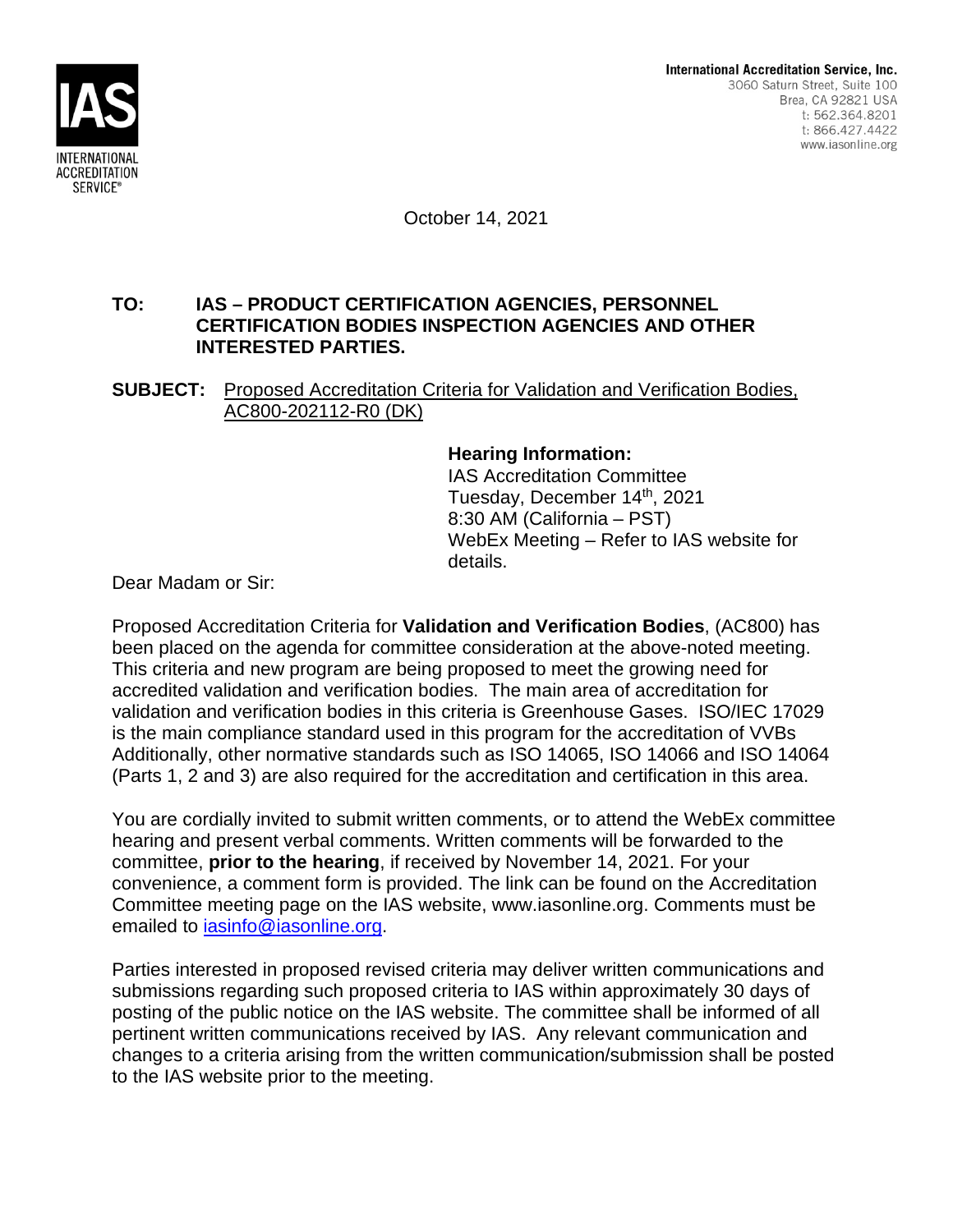IAS

INTERNATIONAL ACCREDITATION SERVICE®

**International Accreditation Service, Inc.**
3060 Saturn Street, Suite 100
Brea, CA 92821 USA
t: 562.364.8201
t: 866.427.4422
www.iasonline.org

October 14, 2021

**TO: IAS – PRODUCT CERTIFICATION AGENCIES, PERSONNEL CERTIFICATION BODIES INSPECTION AGENCIES AND OTHER INTERESTED PARTIES.**

**SUBJECT:** Proposed Accreditation Criteria for Validation and Verification Bodies, AC800-202112-R0 (DK)

**Hearing Information:**
IAS Accreditation Committee
Tuesday, December 14th, 2021
8:30 AM (California – PST)
WebEx Meeting – Refer to IAS website for details.

Dear Madam or Sir:

Proposed Accreditation Criteria for **Validation and Verification Bodies**, (AC800) has been placed on the agenda for committee consideration at the above-noted meeting. This criteria and new program are being proposed to meet the growing need for accredited validation and verification bodies. The main area of accreditation for validation and verification bodies in this criteria is Greenhouse Gases. ISO/IEC 17029 is the main compliance standard used in this program for the accreditation of VVBs Additionally, other normative standards such as ISO 14065, ISO 14066 and ISO 14064 (Parts 1, 2 and 3) are also required for the accreditation and certification in this area.

You are cordially invited to submit written comments, or to attend the WebEx committee hearing and present verbal comments. Written comments will be forwarded to the committee, **prior to the hearing**, if received by November 14, 2021. For your convenience, a comment form is provided. The link can be found on the Accreditation Committee meeting page on the IAS website, www.iasonline.org. Comments must be emailed to iasinfo@iasonline.org.

Parties interested in proposed revised criteria may deliver written communications and submissions regarding such proposed criteria to IAS within approximately 30 days of posting of the public notice on the IAS website. The committee shall be informed of all pertinent written communications received by IAS. Any relevant communication and changes to a criteria arising from the written communication/submission shall be posted to the IAS website prior to the meeting.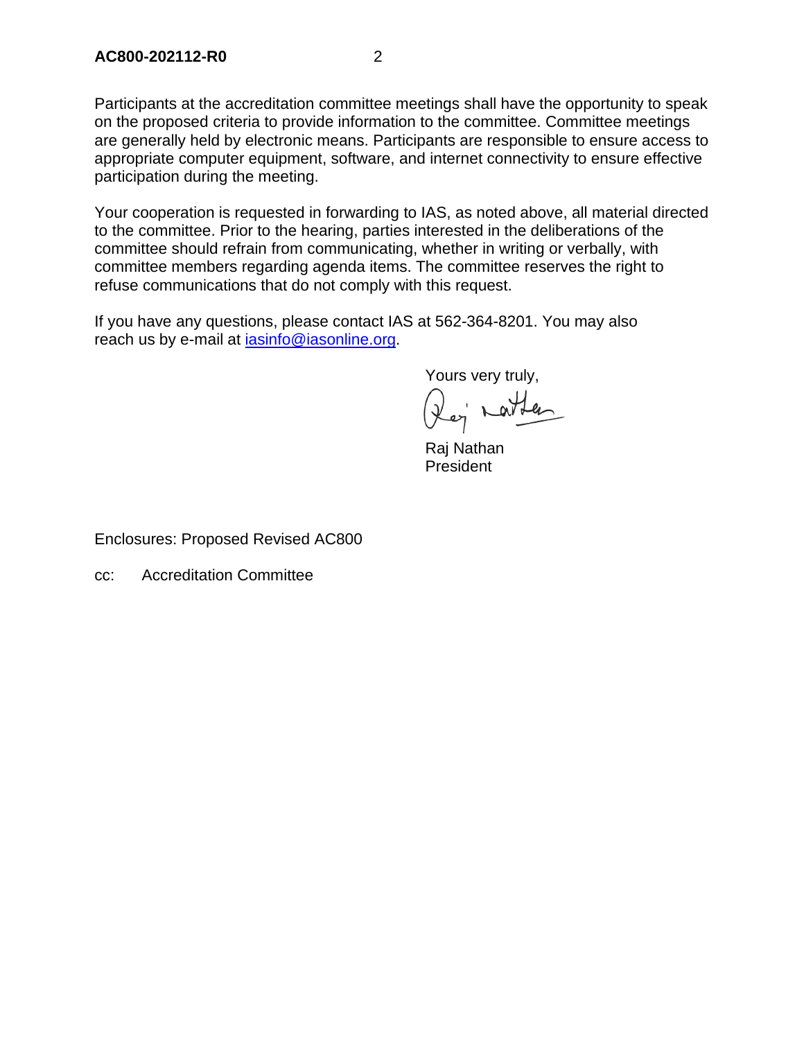Participants at the accreditation committee meetings shall have the opportunity to speak on the proposed criteria to provide information to the committee. Committee meetings are generally held by electronic means. Participants are responsible to ensure access to appropriate computer equipment, software, and internet connectivity to ensure effective participation during the meeting.

Your cooperation is requested in forwarding to IAS, as noted above, all material directed to the committee. Prior to the hearing, parties interested in the deliberations of the committee should refrain from communicating, whether in writing or verbally, with committee members regarding agenda items. The committee reserves the right to refuse communications that do not comply with this request.

If you have any questions, please contact IAS at 562-364-8201. You may also reach us by e-mail at [iasinfo@iasonline.org](mailto:iasinfo@iasonline.org).

Yours very truly,

Raj Nathan
President

Enclosures: Proposed Revised AC800

cc: Accreditation Committee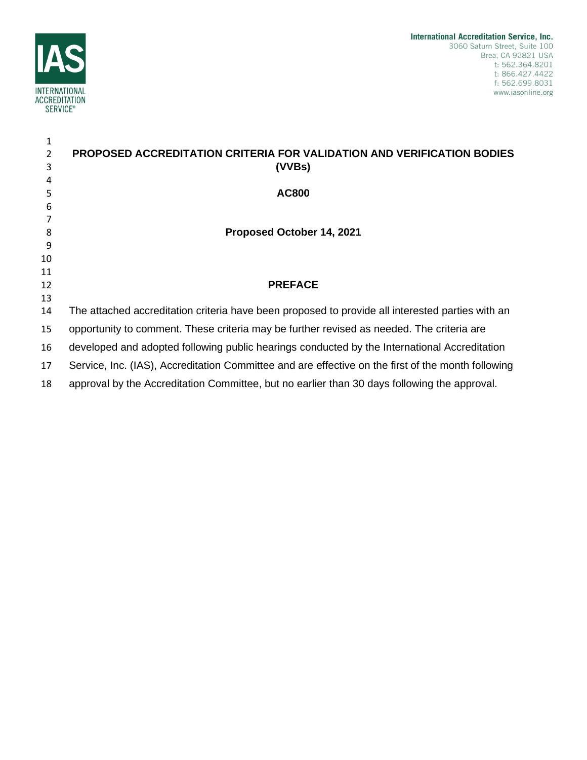# PROPOSED ACCREDITATION CRITERIA FOR VALIDATION AND VERIFICATION BODIES (VVBs)

## AC800

**Proposed October 14, 2021**

## PREFACE

The attached accreditation criteria have been proposed to provide all interested parties with an opportunity to comment. These criteria may be further revised as needed. The criteria are developed and adopted following public hearings conducted by the International Accreditation Service, Inc. (IAS), Accreditation Committee and are effective on the first of the month following approval by the Accreditation Committee, but no earlier than 30 days following the approval.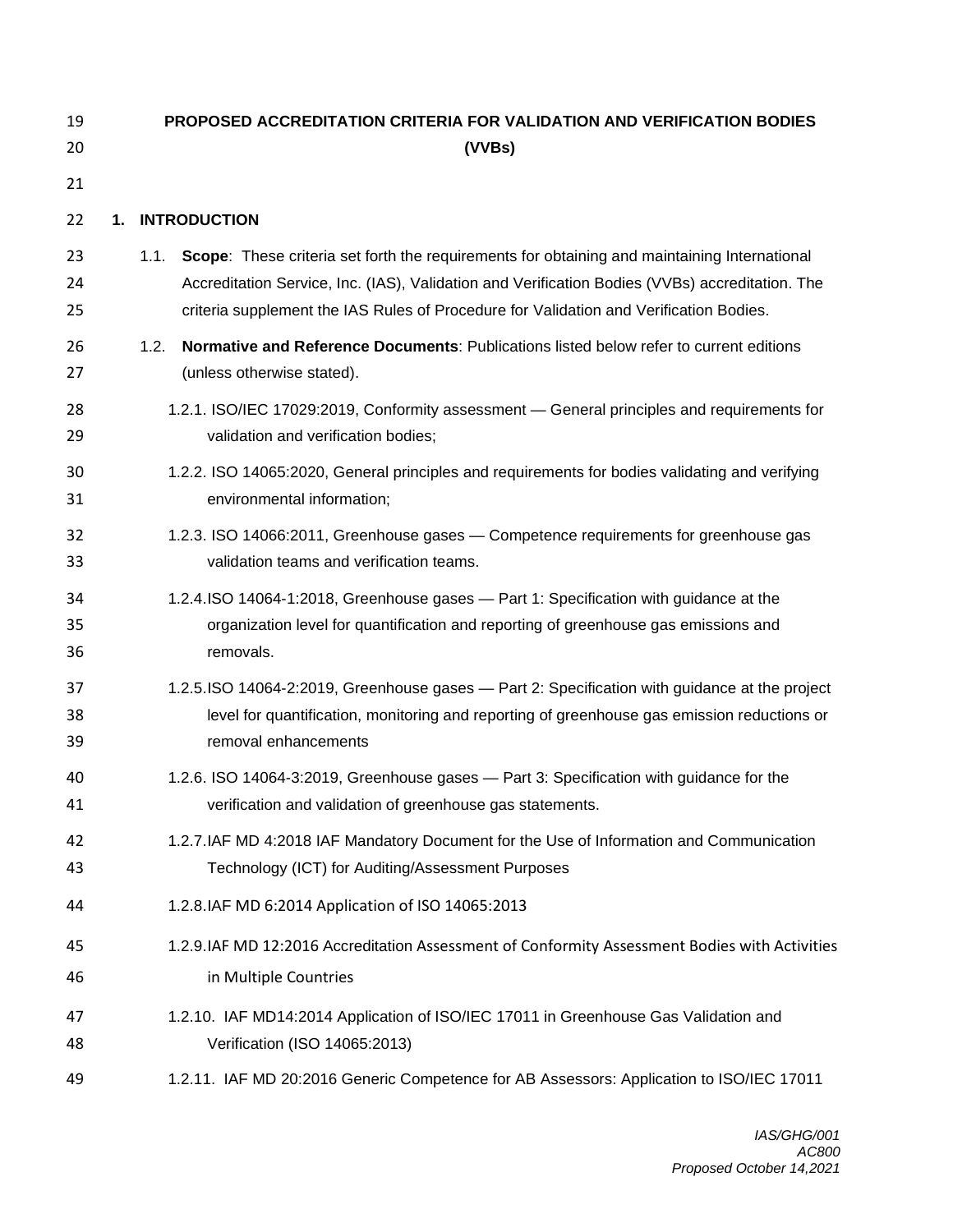# PROPOSED ACCREDITATION CRITERIA FOR VALIDATION AND VERIFICATION BODIES (VVBs)

## 1. INTRODUCTION

1.1. **Scope**: These criteria set forth the requirements for obtaining and maintaining International Accreditation Service, Inc. (IAS), Validation and Verification Bodies (VVBs) accreditation. The criteria supplement the IAS Rules of Procedure for Validation and Verification Bodies.

1.2. **Normative and Reference Documents**: Publications listed below refer to current editions (unless otherwise stated).

1.2.1. ISO/IEC 17029:2019, Conformity assessment — General principles and requirements for validation and verification bodies;

1.2.2. ISO 14065:2020, General principles and requirements for bodies validating and verifying environmental information;

1.2.3. ISO 14066:2011, Greenhouse gases — Competence requirements for greenhouse gas validation teams and verification teams.

1.2.4. ISO 14064-1:2018, Greenhouse gases — Part 1: Specification with guidance at the organization level for quantification and reporting of greenhouse gas emissions and removals.

1.2.5. ISO 14064-2:2019, Greenhouse gases — Part 2: Specification with guidance at the project level for quantification, monitoring and reporting of greenhouse gas emission reductions or removal enhancements

1.2.6. ISO 14064-3:2019, Greenhouse gases — Part 3: Specification with guidance for the verification and validation of greenhouse gas statements.

1.2.7. IAF MD 4:2018 IAF Mandatory Document for the Use of Information and Communication Technology (ICT) for Auditing/Assessment Purposes

1.2.8. IAF MD 6:2014 Application of ISO 14065:2013

1.2.9. IAF MD 12:2016 Accreditation Assessment of Conformity Assessment Bodies with Activities in Multiple Countries

1.2.10. IAF MD14:2014 Application of ISO/IEC 17011 in Greenhouse Gas Validation and Verification (ISO 14065:2013)

1.2.11. IAF MD 20:2016 Generic Competence for AB Assessors: Application to ISO/IEC 17011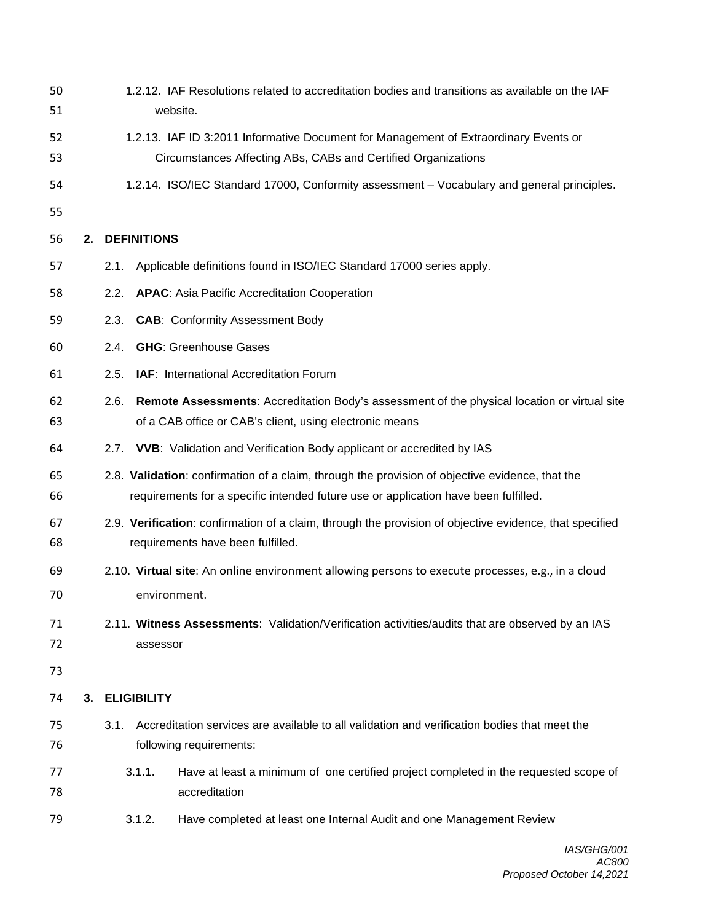1.2.12. IAF Resolutions related to accreditation bodies and transitions as available on the IAF website.

1.2.13. IAF ID 3:2011 Informative Document for Management of Extraordinary Events or Circumstances Affecting ABs, CABs and Certified Organizations

1.2.14. ISO/IEC Standard 17000, Conformity assessment – Vocabulary and general principles.

## 2. DEFINITIONS

2.1. Applicable definitions found in ISO/IEC Standard 17000 series apply.

2.2. **APAC**: Asia Pacific Accreditation Cooperation

2.3. **CAB**: Conformity Assessment Body

2.4. **GHG**: Greenhouse Gases

2.5. **IAF**: International Accreditation Forum

2.6. **Remote Assessments**: Accreditation Body's assessment of the physical location or virtual site of a CAB office or CAB's client, using electronic means

2.7. **VVB**: Validation and Verification Body applicant or accredited by IAS

2.8. **Validation**: confirmation of a claim, through the provision of objective evidence, that the requirements for a specific intended future use or application have been fulfilled.

2.9. **Verification**: confirmation of a claim, through the provision of objective evidence, that specified requirements have been fulfilled.

2.10. **Virtual site**: An online environment allowing persons to execute processes, e.g., in a cloud environment.

2.11. **Witness Assessments**: Validation/Verification activities/audits that are observed by an IAS assessor

## 3. ELIGIBILITY

3.1. Accreditation services are available to all validation and verification bodies that meet the following requirements:

3.1.1. Have at least a minimum of one certified project completed in the requested scope of accreditation

3.1.2. Have completed at least one Internal Audit and one Management Review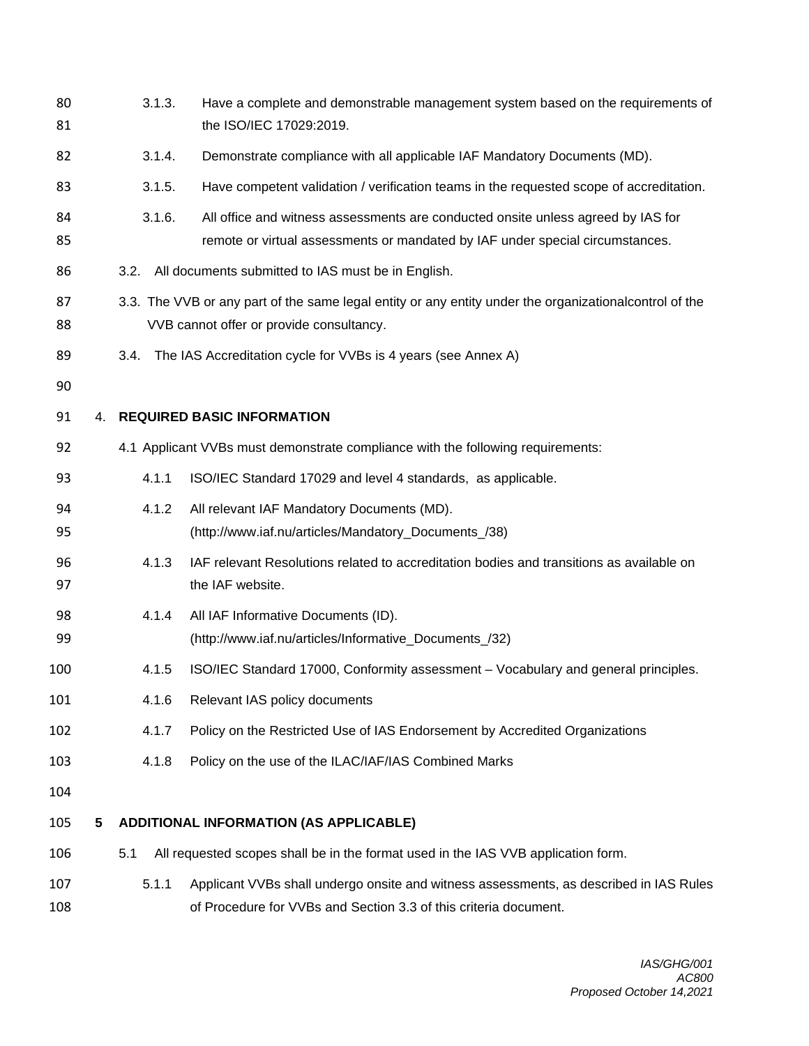3.1.3. Have a complete and demonstrable management system based on the requirements of the ISO/IEC 17029:2019.

3.1.4. Demonstrate compliance with all applicable IAF Mandatory Documents (MD).

3.1.5. Have competent validation / verification teams in the requested scope of accreditation.

3.1.6. All office and witness assessments are conducted onsite unless agreed by IAS for remote or virtual assessments or mandated by IAF under special circumstances.

3.2. All documents submitted to IAS must be in English.

3.3. The VVB or any part of the same legal entity or any entity under the organizationalcontrol of the VVB cannot offer or provide consultancy.

3.4. The IAS Accreditation cycle for VVBs is 4 years (see Annex A)

## 4. REQUIRED BASIC INFORMATION

4.1 Applicant VVBs must demonstrate compliance with the following requirements:

4.1.1 ISO/IEC Standard 17029 and level 4 standards, as applicable.

4.1.2 All relevant IAF Mandatory Documents (MD). (http://www.iaf.nu/articles/Mandatory_Documents_/38)

4.1.3 IAF relevant Resolutions related to accreditation bodies and transitions as available on the IAF website.

4.1.4 All IAF Informative Documents (ID). (http://www.iaf.nu/articles/Informative_Documents_/32)

4.1.5 ISO/IEC Standard 17000, Conformity assessment – Vocabulary and general principles.

4.1.6 Relevant IAS policy documents

4.1.7 Policy on the Restricted Use of IAS Endorsement by Accredited Organizations

4.1.8 Policy on the use of the ILAC/IAF/IAS Combined Marks

## 5 ADDITIONAL INFORMATION (AS APPLICABLE)

5.1 All requested scopes shall be in the format used in the IAS VVB application form.

5.1.1 Applicant VVBs shall undergo onsite and witness assessments, as described in IAS Rules of Procedure for VVBs and Section 3.3 of this criteria document.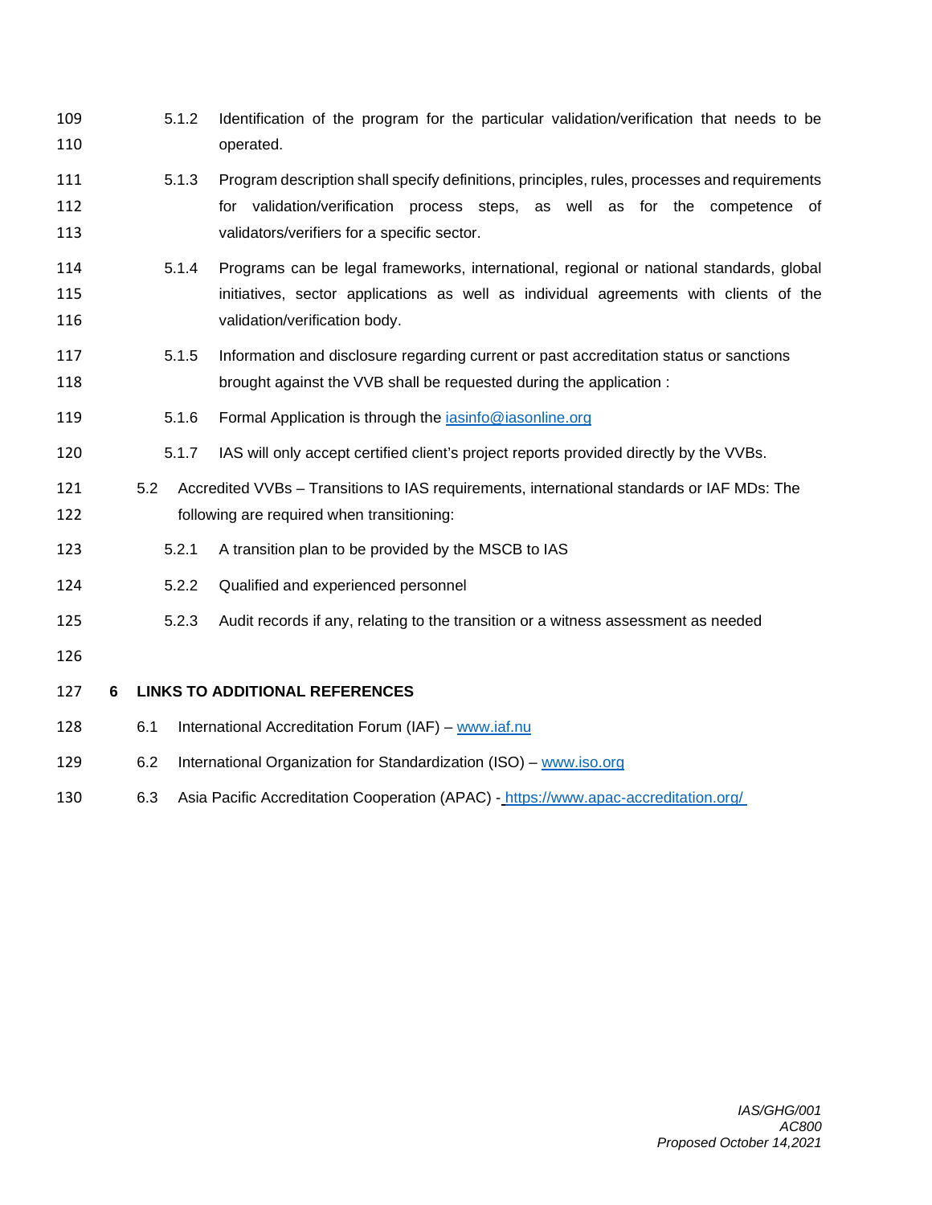5.1.2 Identification of the program for the particular validation/verification that needs to be operated.

5.1.3 Program description shall specify definitions, principles, rules, processes and requirements for validation/verification process steps, as well as for the competence of validators/verifiers for a specific sector.

5.1.4 Programs can be legal frameworks, international, regional or national standards, global initiatives, sector applications as well as individual agreements with clients of the validation/verification body.

5.1.5 Information and disclosure regarding current or past accreditation status or sanctions brought against the VVB shall be requested during the application :

5.1.6 Formal Application is through the iasinfo@iasonline.org

5.1.7 IAS will only accept certified client's project reports provided directly by the VVBs.

5.2 Accredited VVBs – Transitions to IAS requirements, international standards or IAF MDs: The following are required when transitioning:

5.2.1 A transition plan to be provided by the MSCB to IAS

5.2.2 Qualified and experienced personnel

5.2.3 Audit records if any, relating to the transition or a witness assessment as needed

## 6 LINKS TO ADDITIONAL REFERENCES

6.1 International Accreditation Forum (IAF) – www.iaf.nu

6.2 International Organization for Standardization (ISO) – www.iso.org

6.3 Asia Pacific Accreditation Cooperation (APAC) - https://www.apac-accreditation.org/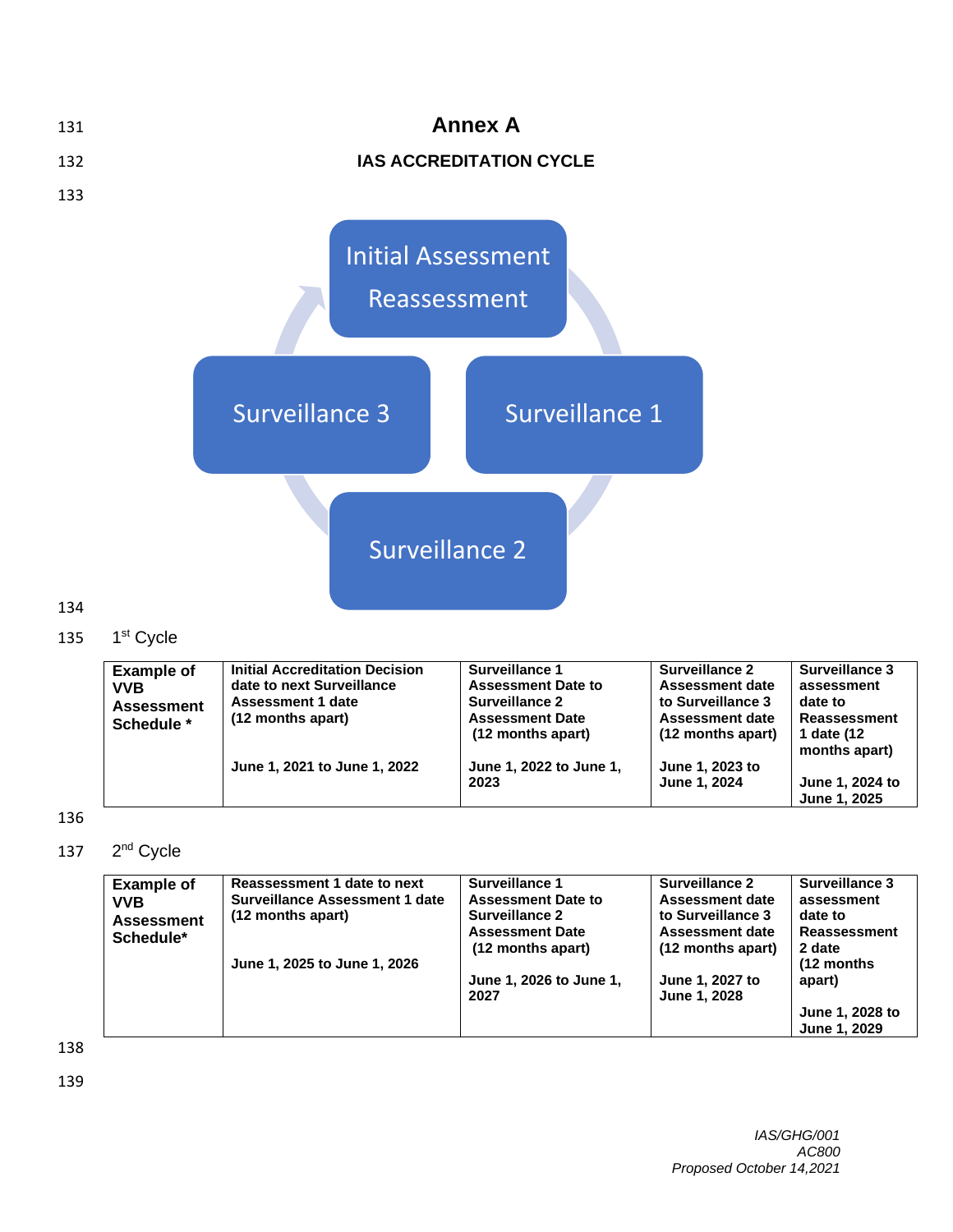# Annex A

## IAS ACCREDITATION CYCLE

Initial Assessment
Reassessment

Surveillance 1

Surveillance 2

Surveillance 3

1st Cycle

| | | | | |
|---|---|---|---|---|
| **Example of VVB Assessment Schedule \*** | **Initial Accreditation Decision date to next Surveillance Assessment 1 date (12 months apart)**<br><br>**June 1, 2021 to June 1, 2022** | **Surveillance 1 Assessment Date to Surveillance 2 Assessment Date (12 months apart)**<br><br>**June 1, 2022 to June 1, 2023** | **Surveillance 2 Assessment date to Surveillance 3 Assessment date (12 months apart)**<br><br>**June 1, 2023 to June 1, 2024** | **Surveillance 3 assessment date to Reassessment 1 date (12 months apart)**<br><br>**June 1, 2024 to June 1, 2025** |

2nd Cycle

| | | | | |
|---|---|---|---|---|
| **Example of VVB Assessment Schedule\*** | **Reassessment 1 date to next Surveillance Assessment 1 date (12 months apart)**<br><br>**June 1, 2025 to June 1, 2026** | **Surveillance 1 Assessment Date to Surveillance 2 Assessment Date (12 months apart)**<br><br>**June 1, 2026 to June 1, 2027** | **Surveillance 2 Assessment date to Surveillance 3 Assessment date (12 months apart)**<br><br>**June 1, 2027 to June 1, 2028** | **Surveillance 3 assessment date to Reassessment 2 date (12 months apart)**<br><br>**June 1, 2028 to June 1, 2029** |